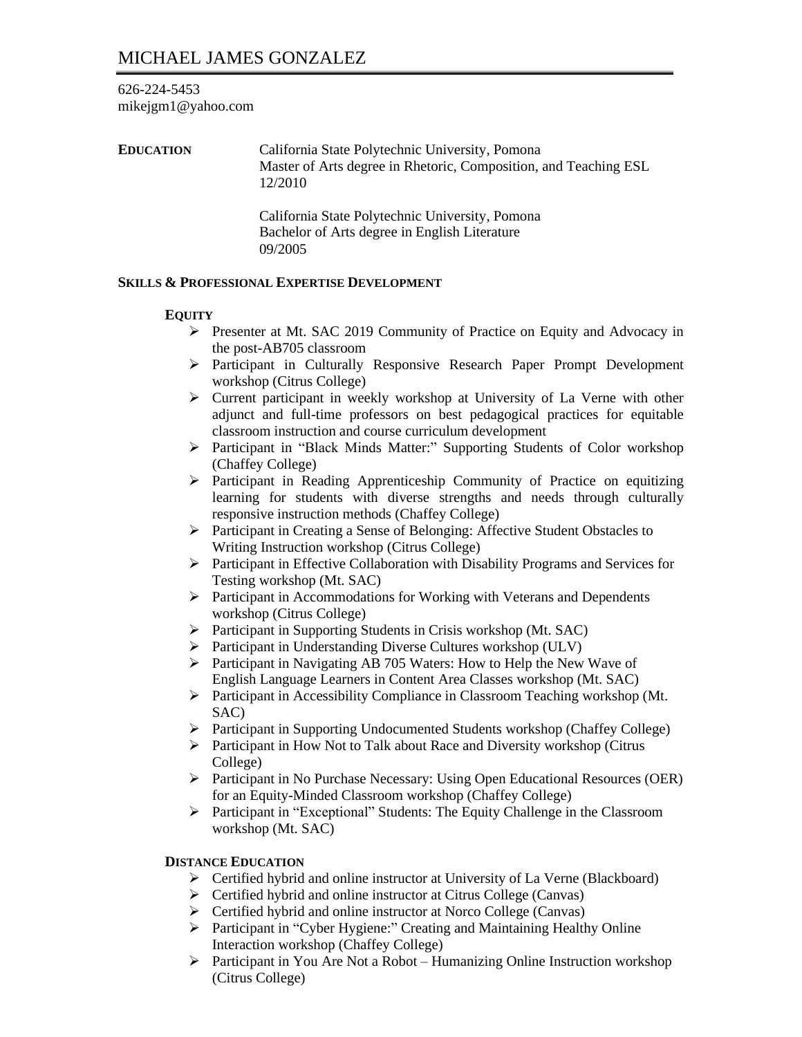# MICHAEL JAMES GONZALEZ

626-224-5453
mikejgm1@yahoo.com

**EDUCATION**

California State Polytechnic University, Pomona
Master of Arts degree in Rhetoric, Composition, and Teaching ESL
12/2010

California State Polytechnic University, Pomona
Bachelor of Arts degree in English Literature
09/2005

## SKILLS & PROFESSIONAL EXPERTISE DEVELOPMENT

### EQUITY

- Presenter at Mt. SAC 2019 Community of Practice on Equity and Advocacy in the post-AB705 classroom
- Participant in Culturally Responsive Research Paper Prompt Development workshop (Citrus College)
- Current participant in weekly workshop at University of La Verne with other adjunct and full-time professors on best pedagogical practices for equitable classroom instruction and course curriculum development
- Participant in "Black Minds Matter:" Supporting Students of Color workshop (Chaffey College)
- Participant in Reading Apprenticeship Community of Practice on equitizing learning for students with diverse strengths and needs through culturally responsive instruction methods (Chaffey College)
- Participant in Creating a Sense of Belonging: Affective Student Obstacles to Writing Instruction workshop (Citrus College)
- Participant in Effective Collaboration with Disability Programs and Services for Testing workshop (Mt. SAC)
- Participant in Accommodations for Working with Veterans and Dependents workshop (Citrus College)
- Participant in Supporting Students in Crisis workshop (Mt. SAC)
- Participant in Understanding Diverse Cultures workshop (ULV)
- Participant in Navigating AB 705 Waters: How to Help the New Wave of English Language Learners in Content Area Classes workshop (Mt. SAC)
- Participant in Accessibility Compliance in Classroom Teaching workshop (Mt. SAC)
- Participant in Supporting Undocumented Students workshop (Chaffey College)
- Participant in How Not to Talk about Race and Diversity workshop (Citrus College)
- Participant in No Purchase Necessary: Using Open Educational Resources (OER) for an Equity-Minded Classroom workshop (Chaffey College)
- Participant in "Exceptional" Students: The Equity Challenge in the Classroom workshop (Mt. SAC)

### DISTANCE EDUCATION

- Certified hybrid and online instructor at University of La Verne (Blackboard)
- Certified hybrid and online instructor at Citrus College (Canvas)
- Certified hybrid and online instructor at Norco College (Canvas)
- Participant in "Cyber Hygiene:" Creating and Maintaining Healthy Online Interaction workshop (Chaffey College)
- Participant in You Are Not a Robot – Humanizing Online Instruction workshop (Citrus College)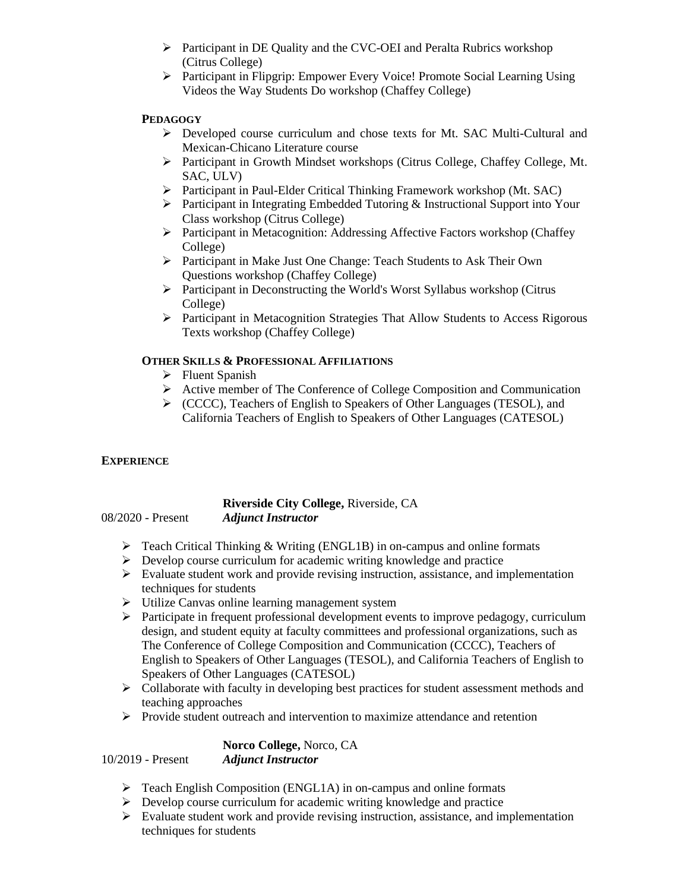- Participant in DE Quality and the CVC-OEI and Peralta Rubrics workshop (Citrus College)
- Participant in Flipgrip: Empower Every Voice! Promote Social Learning Using Videos the Way Students Do workshop (Chaffey College)

**PEDAGOGY**

- Developed course curriculum and chose texts for Mt. SAC Multi-Cultural and Mexican-Chicano Literature course
- Participant in Growth Mindset workshops (Citrus College, Chaffey College, Mt. SAC, ULV)
- Participant in Paul-Elder Critical Thinking Framework workshop (Mt. SAC)
- Participant in Integrating Embedded Tutoring & Instructional Support into Your Class workshop (Citrus College)
- Participant in Metacognition: Addressing Affective Factors workshop (Chaffey College)
- Participant in Make Just One Change: Teach Students to Ask Their Own Questions workshop (Chaffey College)
- Participant in Deconstructing the World's Worst Syllabus workshop (Citrus College)
- Participant in Metacognition Strategies That Allow Students to Access Rigorous Texts workshop (Chaffey College)

**OTHER SKILLS & PROFESSIONAL AFFILIATIONS**

- Fluent Spanish
- Active member of The Conference of College Composition and Communication
- (CCCC), Teachers of English to Speakers of Other Languages (TESOL), and California Teachers of English to Speakers of Other Languages (CATESOL)

**EXPERIENCE**

**Riverside City College,** Riverside, CA
08/2020 - Present ***Adjunct Instructor***

- Teach Critical Thinking & Writing (ENGL1B) in on-campus and online formats
- Develop course curriculum for academic writing knowledge and practice
- Evaluate student work and provide revising instruction, assistance, and implementation techniques for students
- Utilize Canvas online learning management system
- Participate in frequent professional development events to improve pedagogy, curriculum design, and student equity at faculty committees and professional organizations, such as The Conference of College Composition and Communication (CCCC), Teachers of English to Speakers of Other Languages (TESOL), and California Teachers of English to Speakers of Other Languages (CATESOL)
- Collaborate with faculty in developing best practices for student assessment methods and teaching approaches
- Provide student outreach and intervention to maximize attendance and retention

**Norco College,** Norco, CA
10/2019 - Present ***Adjunct Instructor***

- Teach English Composition (ENGL1A) in on-campus and online formats
- Develop course curriculum for academic writing knowledge and practice
- Evaluate student work and provide revising instruction, assistance, and implementation techniques for students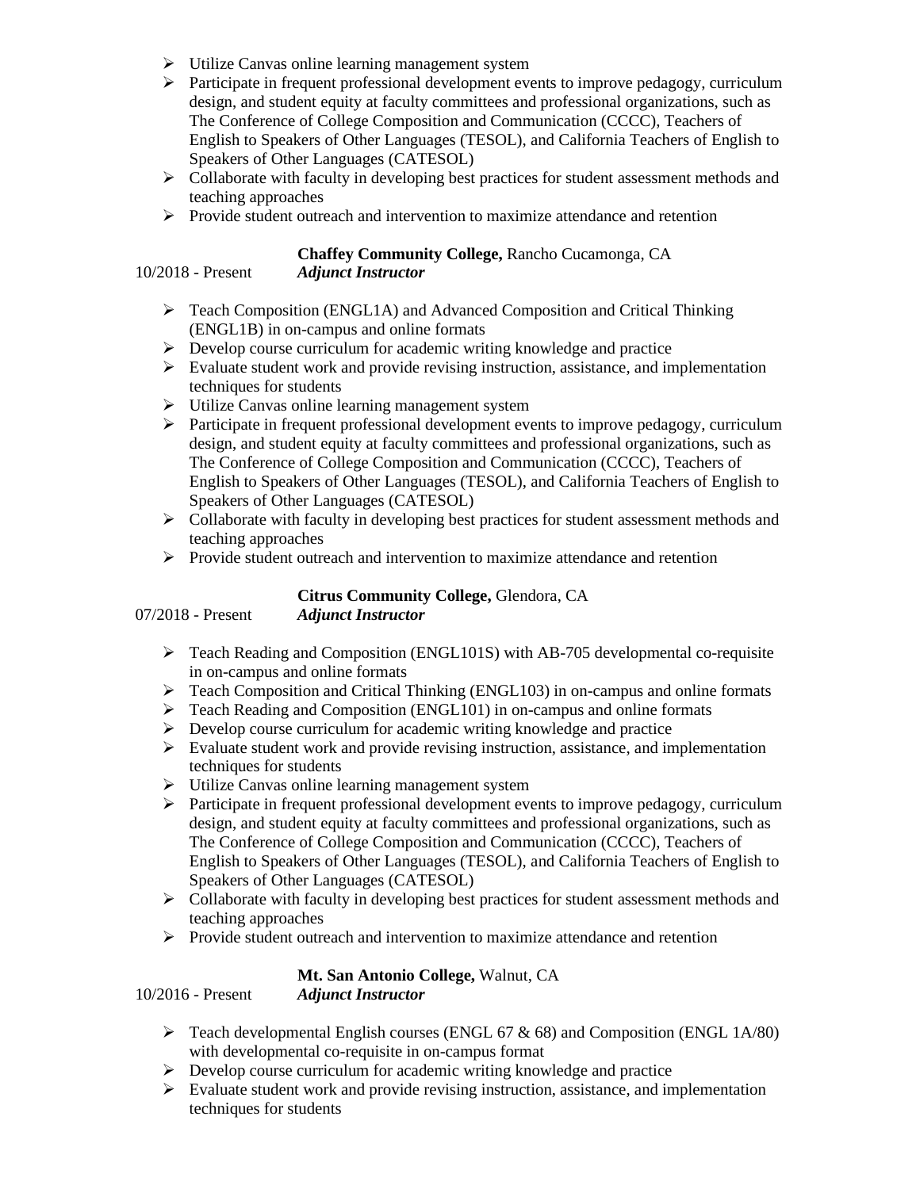- Utilize Canvas online learning management system
- Participate in frequent professional development events to improve pedagogy, curriculum design, and student equity at faculty committees and professional organizations, such as The Conference of College Composition and Communication (CCCC), Teachers of English to Speakers of Other Languages (TESOL), and California Teachers of English to Speakers of Other Languages (CATESOL)
- Collaborate with faculty in developing best practices for student assessment methods and teaching approaches
- Provide student outreach and intervention to maximize attendance and retention

**Chaffey Community College,** Rancho Cucamonga, CA
10/2018 - Present ***Adjunct Instructor***

- Teach Composition (ENGL1A) and Advanced Composition and Critical Thinking (ENGL1B) in on-campus and online formats
- Develop course curriculum for academic writing knowledge and practice
- Evaluate student work and provide revising instruction, assistance, and implementation techniques for students
- Utilize Canvas online learning management system
- Participate in frequent professional development events to improve pedagogy, curriculum design, and student equity at faculty committees and professional organizations, such as The Conference of College Composition and Communication (CCCC), Teachers of English to Speakers of Other Languages (TESOL), and California Teachers of English to Speakers of Other Languages (CATESOL)
- Collaborate with faculty in developing best practices for student assessment methods and teaching approaches
- Provide student outreach and intervention to maximize attendance and retention

**Citrus Community College,** Glendora, CA
07/2018 - Present ***Adjunct Instructor***

- Teach Reading and Composition (ENGL101S) with AB-705 developmental co-requisite in on-campus and online formats
- Teach Composition and Critical Thinking (ENGL103) in on-campus and online formats
- Teach Reading and Composition (ENGL101) in on-campus and online formats
- Develop course curriculum for academic writing knowledge and practice
- Evaluate student work and provide revising instruction, assistance, and implementation techniques for students
- Utilize Canvas online learning management system
- Participate in frequent professional development events to improve pedagogy, curriculum design, and student equity at faculty committees and professional organizations, such as The Conference of College Composition and Communication (CCCC), Teachers of English to Speakers of Other Languages (TESOL), and California Teachers of English to Speakers of Other Languages (CATESOL)
- Collaborate with faculty in developing best practices for student assessment methods and teaching approaches
- Provide student outreach and intervention to maximize attendance and retention

**Mt. San Antonio College,** Walnut, CA
10/2016 - Present ***Adjunct Instructor***

- Teach developmental English courses (ENGL 67 & 68) and Composition (ENGL 1A/80) with developmental co-requisite in on-campus format
- Develop course curriculum for academic writing knowledge and practice
- Evaluate student work and provide revising instruction, assistance, and implementation techniques for students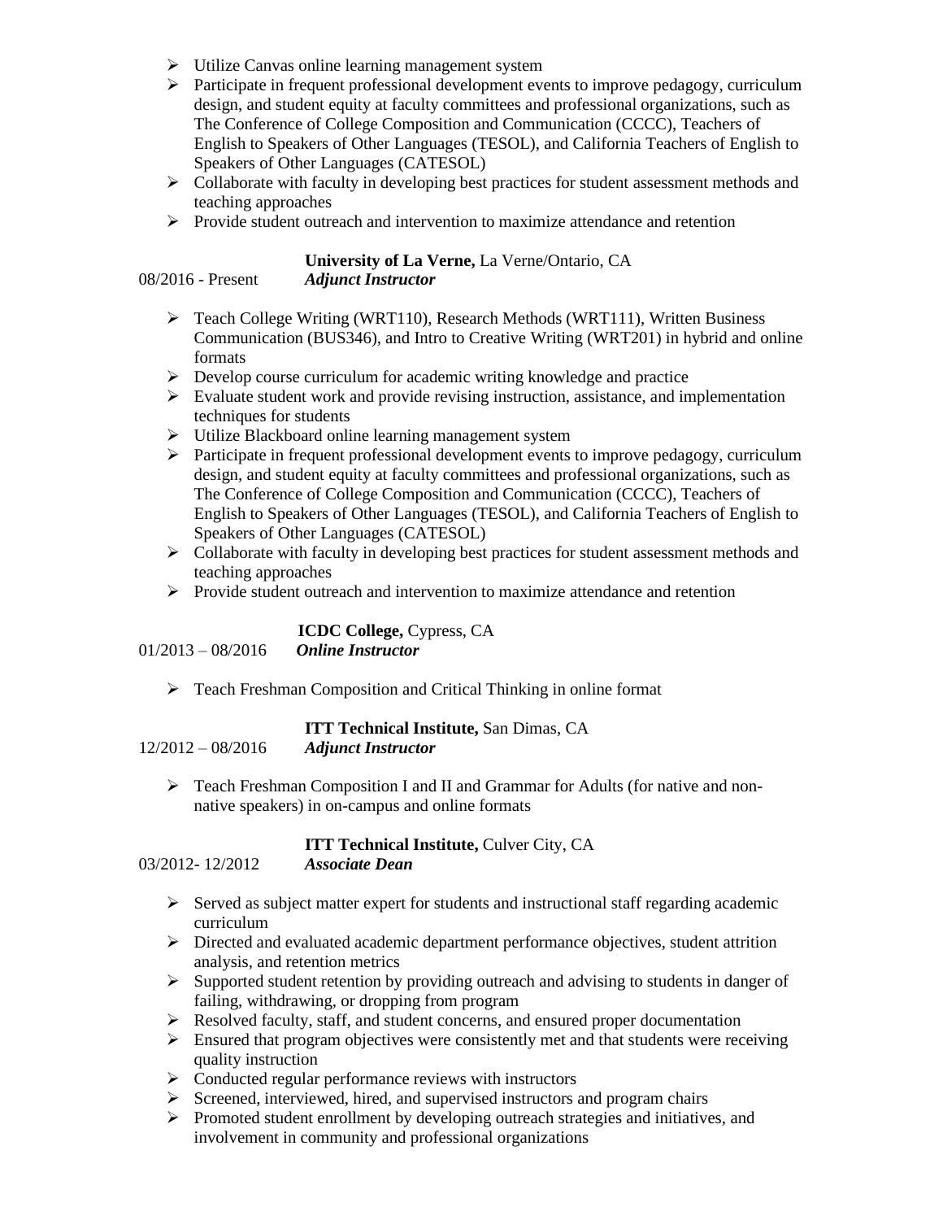- Utilize Canvas online learning management system
- Participate in frequent professional development events to improve pedagogy, curriculum design, and student equity at faculty committees and professional organizations, such as The Conference of College Composition and Communication (CCCC), Teachers of English to Speakers of Other Languages (TESOL), and California Teachers of English to Speakers of Other Languages (CATESOL)
- Collaborate with faculty in developing best practices for student assessment methods and teaching approaches
- Provide student outreach and intervention to maximize attendance and retention

**University of La Verne,** La Verne/Ontario, CA
08/2016 - Present ***Adjunct Instructor***

- Teach College Writing (WRT110), Research Methods (WRT111), Written Business Communication (BUS346), and Intro to Creative Writing (WRT201) in hybrid and online formats
- Develop course curriculum for academic writing knowledge and practice
- Evaluate student work and provide revising instruction, assistance, and implementation techniques for students
- Utilize Blackboard online learning management system
- Participate in frequent professional development events to improve pedagogy, curriculum design, and student equity at faculty committees and professional organizations, such as The Conference of College Composition and Communication (CCCC), Teachers of English to Speakers of Other Languages (TESOL), and California Teachers of English to Speakers of Other Languages (CATESOL)
- Collaborate with faculty in developing best practices for student assessment methods and teaching approaches
- Provide student outreach and intervention to maximize attendance and retention

**ICDC College,** Cypress, CA
01/2013 – 08/2016 ***Online Instructor***

- Teach Freshman Composition and Critical Thinking in online format

**ITT Technical Institute,** San Dimas, CA
12/2012 – 08/2016 ***Adjunct Instructor***

- Teach Freshman Composition I and II and Grammar for Adults (for native and non-native speakers) in on-campus and online formats

**ITT Technical Institute,** Culver City, CA
03/2012- 12/2012 ***Associate Dean***

- Served as subject matter expert for students and instructional staff regarding academic curriculum
- Directed and evaluated academic department performance objectives, student attrition analysis, and retention metrics
- Supported student retention by providing outreach and advising to students in danger of failing, withdrawing, or dropping from program
- Resolved faculty, staff, and student concerns, and ensured proper documentation
- Ensured that program objectives were consistently met and that students were receiving quality instruction
- Conducted regular performance reviews with instructors
- Screened, interviewed, hired, and supervised instructors and program chairs
- Promoted student enrollment by developing outreach strategies and initiatives, and involvement in community and professional organizations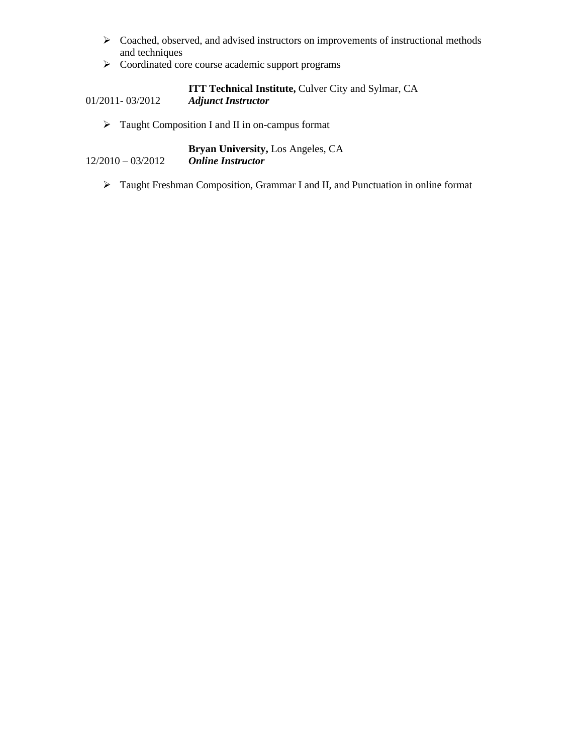- Coached, observed, and advised instructors on improvements of instructional methods and techniques
- Coordinated core course academic support programs

**ITT Technical Institute,** Culver City and Sylmar, CA
01/2011- 03/2012 ***Adjunct Instructor***

- Taught Composition I and II in on-campus format

**Bryan University,** Los Angeles, CA
12/2010 – 03/2012 ***Online Instructor***

- Taught Freshman Composition, Grammar I and II, and Punctuation in online format